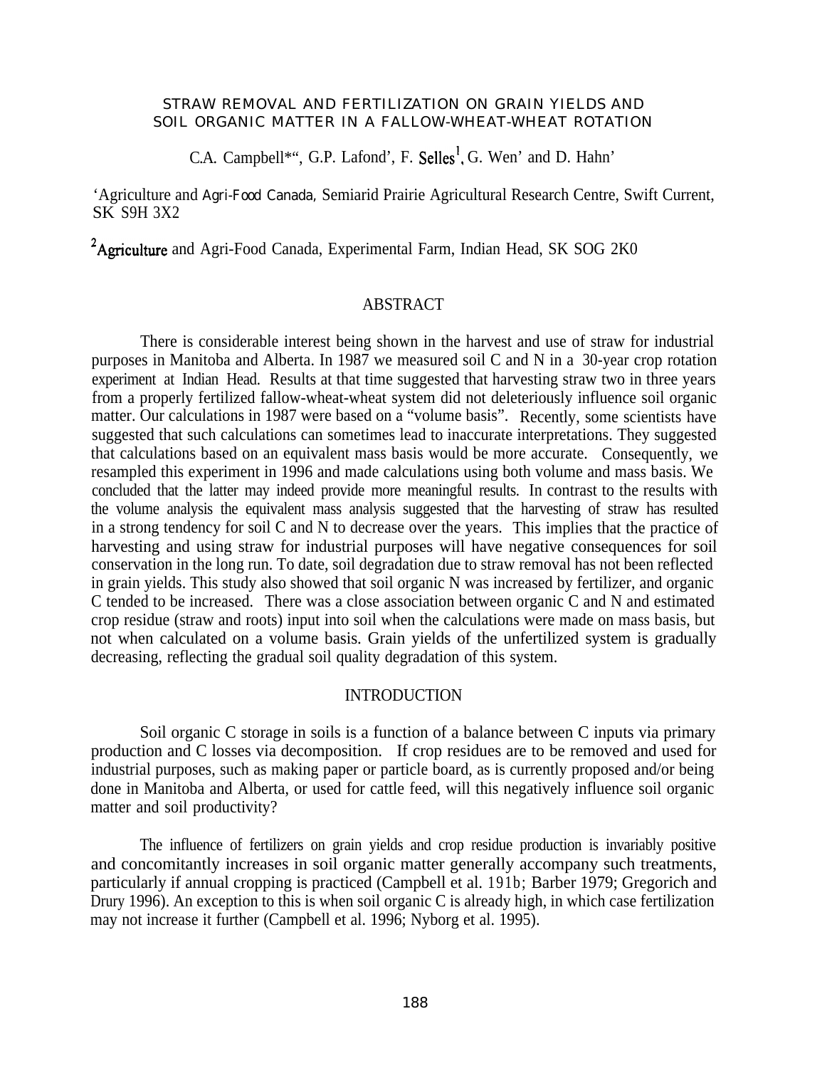# STRAW REMOVAL AND FERTILIZATION ON GRAIN YIELDS AND SOIL ORGANIC MATTER IN A FALLOW-WHEAT-WHEAT ROTATION

C.A. Campbell*[1], G.P. Lafond[2], F. Selles[1], G. Wen[1] and D. Hahn[1]

[1]Agriculture and Agri-Food Canada, Semiarid Prairie Agricultural Research Centre, Swift Current, SK S9H 3X2

[2]Agriculture and Agri-Food Canada, Experimental Farm, Indian Head, SK SOG 2K0

## ABSTRACT

There is considerable interest being shown in the harvest and use of straw for industrial purposes in Manitoba and Alberta. In 1987 we measured soil C and N in a 30-year crop rotation experiment at Indian Head. Results at that time suggested that harvesting straw two in three years from a properly fertilized fallow-wheat-wheat system did not deleteriously influence soil organic matter. Our calculations in 1987 were based on a "volume basis". Recently, some scientists have suggested that such calculations can sometimes lead to inaccurate interpretations. They suggested that calculations based on an equivalent mass basis would be more accurate. Consequently, we resampled this experiment in 1996 and made calculations using both volume and mass basis. We concluded that the latter may indeed provide more meaningful results. In contrast to the results with the volume analysis the equivalent mass analysis suggested that the harvesting of straw has resulted in a strong tendency for soil C and N to decrease over the years. This implies that the practice of harvesting and using straw for industrial purposes will have negative consequences for soil conservation in the long run. To date, soil degradation due to straw removal has not been reflected in grain yields. This study also showed that soil organic N was increased by fertilizer, and organic C tended to be increased. There was a close association between organic C and N and estimated crop residue (straw and roots) input into soil when the calculations were made on mass basis, but not when calculated on a volume basis. Grain yields of the unfertilized system is gradually decreasing, reflecting the gradual soil quality degradation of this system.

## INTRODUCTION

Soil organic C storage in soils is a function of a balance between C inputs via primary production and C losses via decomposition. If crop residues are to be removed and used for industrial purposes, such as making paper or particle board, as is currently proposed and/or being done in Manitoba and Alberta, or used for cattle feed, will this negatively influence soil organic matter and soil productivity?

The influence of fertilizers on grain yields and crop residue production is invariably positive and concomitantly increases in soil organic matter generally accompany such treatments, particularly if annual cropping is practiced (Campbell et al. 191b; Barber 1979; Gregorich and Drury 1996). An exception to this is when soil organic C is already high, in which case fertilization may not increase it further (Campbell et al. 1996; Nyborg et al. 1995).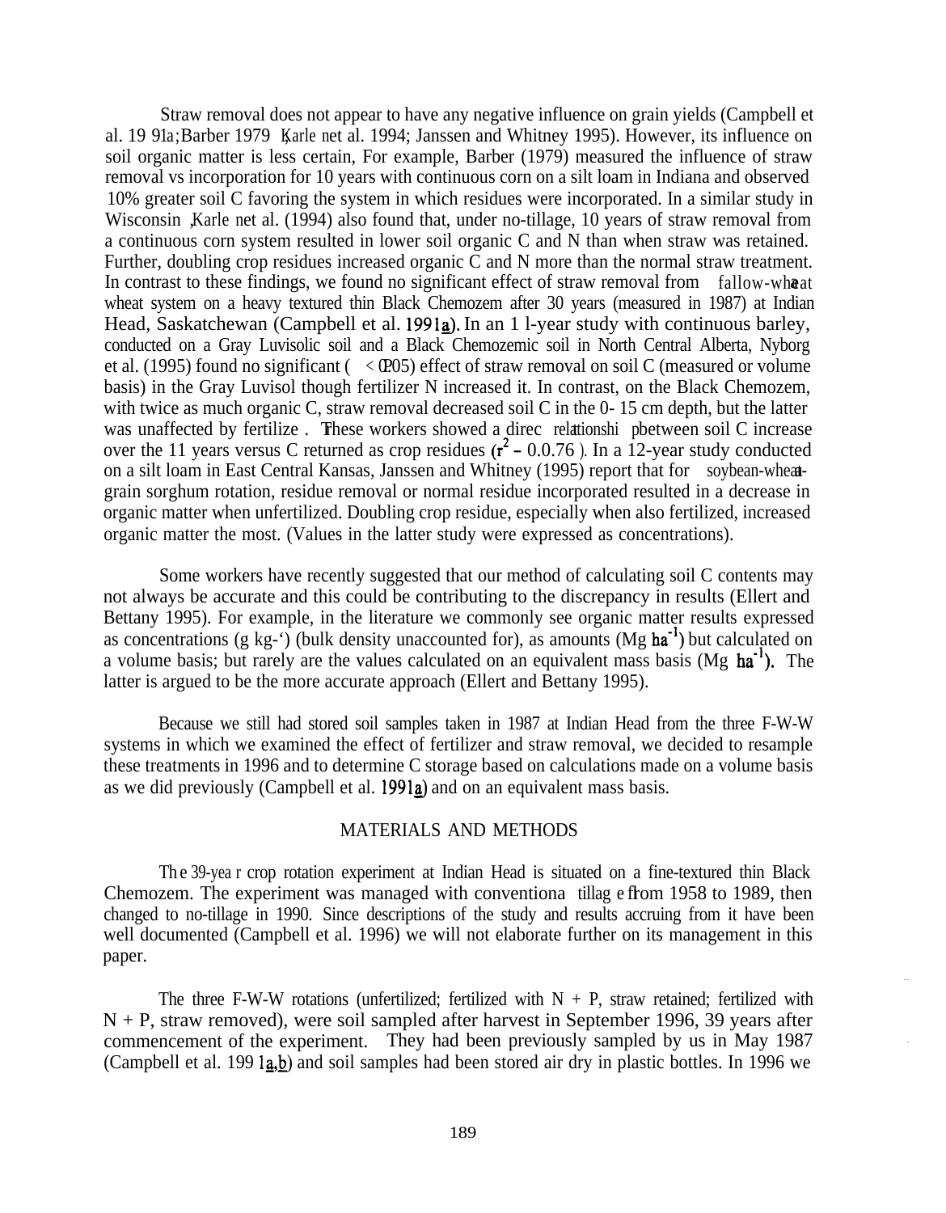Straw removal does not appear to have any negative influence on grain yields (Campbell et al. 1991a; Barber 1979; Karlen et al. 1994; Janssen and Whitney 1995). However, its influence on soil organic matter is less certain, For example, Barber (1979) measured the influence of straw removal vs incorporation for 10 years with continuous corn on a silt loam in Indiana and observed 10% greater soil C favoring the system in which residues were incorporated. In a similar study in Wisconsin, Karlen et al. (1994) also found that, under no-tillage, 10 years of straw removal from a continuous corn system resulted in lower soil organic C and N than when straw was retained. Further, doubling crop residues increased organic C and N more than the normal straw treatment. In contrast to these findings, we found no significant effect of straw removal from fallow-wheat-wheat system on a heavy textured thin Black Chernozem after 30 years (measured in 1987) at Indian Head, Saskatchewan (Campbell et al. 1991a). In an 11-year study with continuous barley, conducted on a Gray Luvisolic soil and a Black Chernozemic soil in North Central Alberta, Nyborg et al. (1995) found no significant ($P < 0.05$) effect of straw removal on soil C (measured or volume basis) in the Gray Luvisol though fertilizer N increased it. In contrast, on the Black Chernozem, with twice as much organic C, straw removal decreased soil C in the 0-15 cm depth, but the latter was unaffected by fertilizer. These workers showed a direct relationship between soil C increase over the 11 years versus C returned as crop residues ($r^2 = 0.76$). In a 12-year study conducted on a silt loam in East Central Kansas, Janssen and Whitney (1995) report that for soybean-wheat-grain sorghum rotation, residue removal or normal residue incorporated resulted in a decrease in organic matter when unfertilized. Doubling crop residue, especially when also fertilized, increased organic matter the most. (Values in the latter study were expressed as concentrations).

Some workers have recently suggested that our method of calculating soil C contents may not always be accurate and this could be contributing to the discrepancy in results (Ellert and Bettany 1995). For example, in the literature we commonly see organic matter results expressed as concentrations (g $kg^{-1}$) (bulk density unaccounted for), as amounts (Mg $ha^{-1}$) but calculated on a volume basis; but rarely are the values calculated on an equivalent mass basis (Mg $ha^{-1}$). The latter is argued to be the more accurate approach (Ellert and Bettany 1995).

Because we still had stored soil samples taken in 1987 at Indian Head from the three F-W-W systems in which we examined the effect of fertilizer and straw removal, we decided to resample these treatments in 1996 and to determine C storage based on calculations made on a volume basis as we did previously (Campbell et al. 1991a) and on an equivalent mass basis.

## MATERIALS AND METHODS

The 39-year crop rotation experiment at Indian Head is situated on a fine-textured thin Black Chernozem. The experiment was managed with conventional tillage from 1958 to 1989, then changed to no-tillage in 1990. Since descriptions of the study and results accruing from it have been well documented (Campbell et al. 1996) we will not elaborate further on its management in this paper.

The three F-W-W rotations (unfertilized; fertilized with N + P, straw retained; fertilized with N + P, straw removed), were soil sampled after harvest in September 1996, 39 years after commencement of the experiment. They had been previously sampled by us in May 1987 (Campbell et al. 1991a,b) and soil samples had been stored air dry in plastic bottles. In 1996 we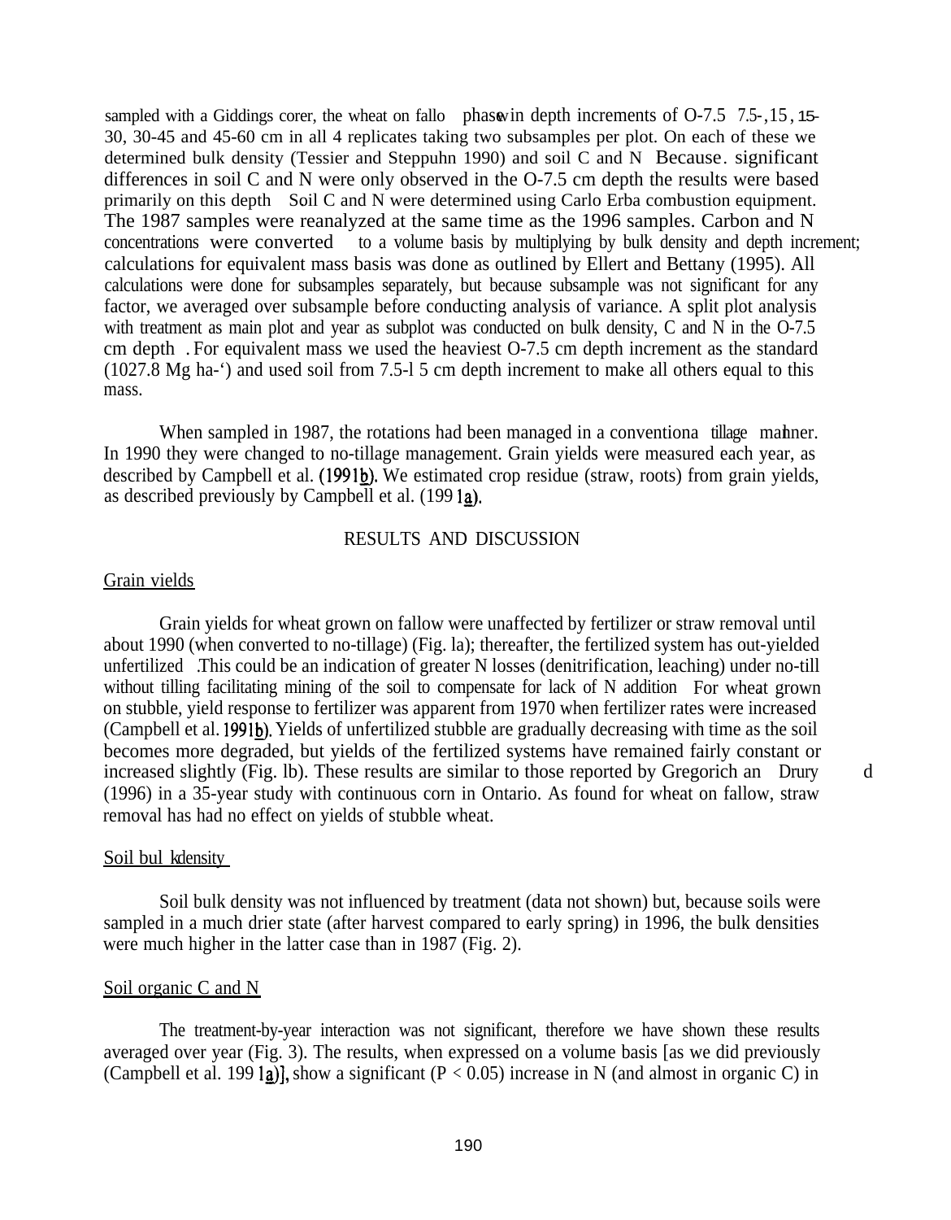sampled with a Giddings corer, the wheat on fallow phase in depth increments of 0-7.5, 7.5-15, 15-30, 30-45 and 45-60 cm in all 4 replicates taking two subsamples per plot. On each of these we determined bulk density (Tessier and Steppuhn 1990) and soil C and N. Because significant differences in soil C and N were only observed in the 0-7.5 cm depth the results were based primarily on this depth. Soil C and N were determined using Carlo Erba combustion equipment. The 1987 samples were reanalyzed at the same time as the 1996 samples. Carbon and N concentrations were converted to a volume basis by multiplying by bulk density and depth increment; calculations for equivalent mass basis was done as outlined by Ellert and Bettany (1995). All calculations were done for subsamples separately, but because subsample was not significant for any factor, we averaged over subsample before conducting analysis of variance. A split plot analysis with treatment as main plot and year as subplot was conducted on bulk density, C and N in the 0-7.5 cm depth. For equivalent mass we used the heaviest 0-7.5 cm depth increment as the standard (1027.8 Mg ha$^{-1}$) and used soil from 7.5-15 cm depth increment to make all others equal to this mass.

When sampled in 1987, the rotations had been managed in a conventional tillage manner. In 1990 they were changed to no-tillage management. Grain yields were measured each year, as described by Campbell et al. (1991b). We estimated crop residue (straw, roots) from grain yields, as described previously by Campbell et al. (1991a).

## RESULTS AND DISCUSSION

### Grain yields

Grain yields for wheat grown on fallow were unaffected by fertilizer or straw removal until about 1990 (when converted to no-tillage) (Fig. 1a); thereafter, the fertilized system has out-yielded unfertilized. This could be an indication of greater N losses (denitrification, leaching) under no-till without tilling facilitating mining of the soil to compensate for lack of N addition. For wheat grown on stubble, yield response to fertilizer was apparent from 1970 when fertilizer rates were increased (Campbell et al. 1991b). Yields of unfertilized stubble are gradually decreasing with time as the soil becomes more degraded, but yields of the fertilized systems have remained fairly constant or increased slightly (Fig. 1b). These results are similar to those reported by Gregorich and Drury (1996) in a 35-year study with continuous corn in Ontario. As found for wheat on fallow, straw removal has had no effect on yields of stubble wheat.

### Soil bulk density

Soil bulk density was not influenced by treatment (data not shown) but, because soils were sampled in a much drier state (after harvest compared to early spring) in 1996, the bulk densities were much higher in the latter case than in 1987 (Fig. 2).

### Soil organic C and N

The treatment-by-year interaction was not significant, therefore we have shown these results averaged over year (Fig. 3). The results, when expressed on a volume basis [as we did previously (Campbell et al. 1991a)], show a significant ($P < 0.05$) increase in N (and almost in organic C) in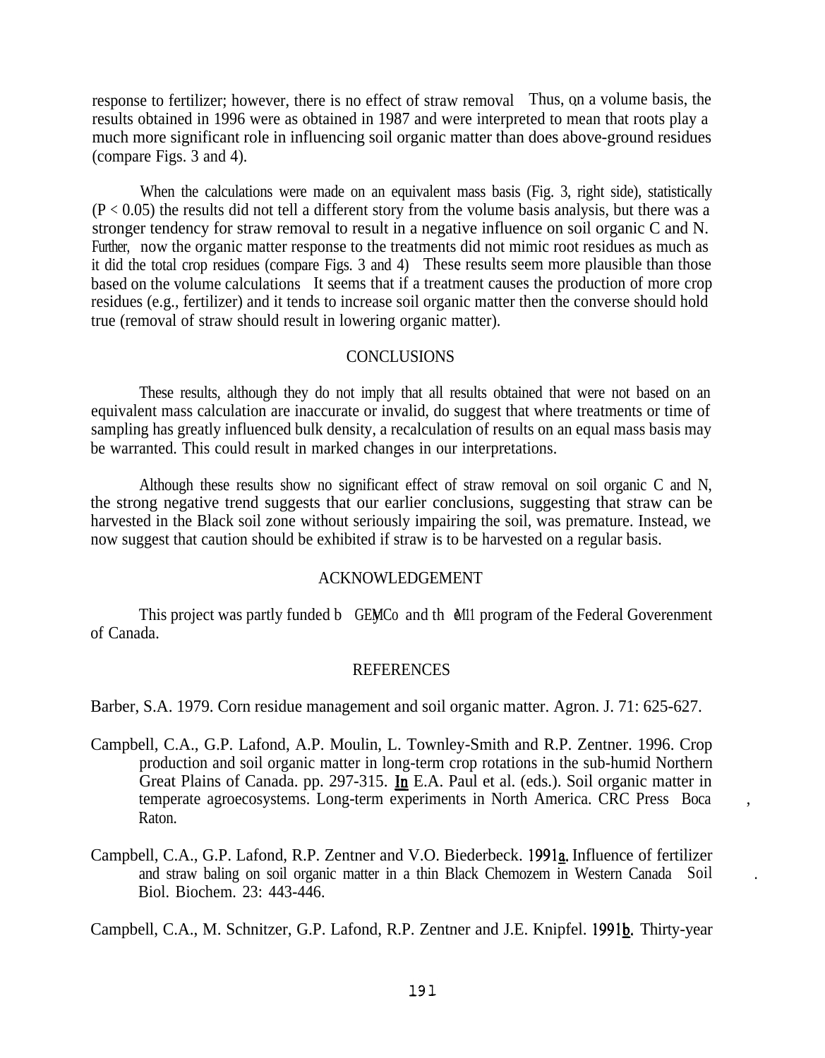response to fertilizer; however, there is no effect of straw removal. Thus, on a volume basis, the results obtained in 1996 were as obtained in 1987 and were interpreted to mean that roots play a much more significant role in influencing soil organic matter than does above-ground residues (compare Figs. 3 and 4).

When the calculations were made on an equivalent mass basis (Fig. 3, right side), statistically ($P < 0.05$) the results did not tell a different story from the volume basis analysis, but there was a stronger tendency for straw removal to result in a negative influence on soil organic C and N. Further, now the organic matter response to the treatments did not mimic root residues as much as it did the total crop residues (compare Figs. 3 and 4). These results seem more plausible than those based on the volume calculations. It seems that if a treatment causes the production of more crop residues (e.g., fertilizer) and it tends to increase soil organic matter then the converse should hold true (removal of straw should result in lowering organic matter).

## CONCLUSIONS

These results, although they do not imply that all results obtained that were not based on an equivalent mass calculation are inaccurate or invalid, do suggest that where treatments or time of sampling has greatly influenced bulk density, a recalculation of results on an equal mass basis may be warranted. This could result in marked changes in our interpretations.

Although these results show no significant effect of straw removal on soil organic C and N, the strong negative trend suggests that our earlier conclusions, suggesting that straw can be harvested in the Black soil zone without seriously impairing the soil, was premature. Instead, we now suggest that caution should be exhibited if straw is to be harvested on a regular basis.

## ACKNOWLEDGEMENT

This project was partly funded by GEMCo and the M11 program of the Federal Goverenment of Canada.

## REFERENCES

Barber, S.A. 1979. Corn residue management and soil organic matter. Agron. J. 71: 625-627.

Campbell, C.A., G.P. Lafond, A.P. Moulin, L. Townley-Smith and R.P. Zentner. 1996. Crop production and soil organic matter in long-term crop rotations in the sub-humid Northern Great Plains of Canada. pp. 297-315. In E.A. Paul et al. (eds.). Soil organic matter in temperate agroecosystems. Long-term experiments in North America. CRC Press, Boca Raton.

Campbell, C.A., G.P. Lafond, R.P. Zentner and V.O. Biederbeck. 1991a. Influence of fertilizer and straw baling on soil organic matter in a thin Black Chemozem in Western Canada. Soil Biol. Biochem. 23: 443-446.

Campbell, C.A., M. Schnitzer, G.P. Lafond, R.P. Zentner and J.E. Knipfel. 1991b. Thirty-year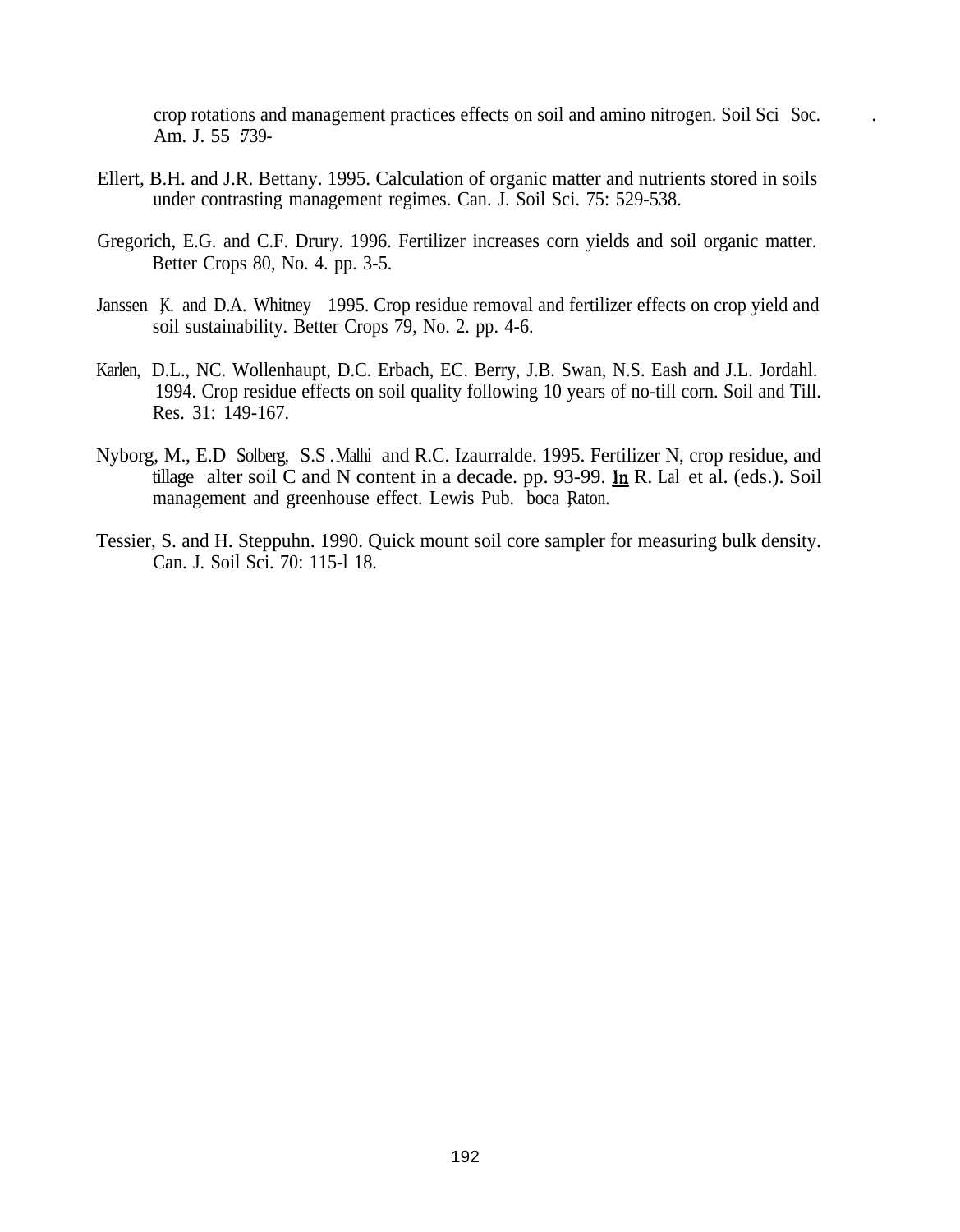crop rotations and management practices effects on soil and amino nitrogen. Soil Sci Soc. Am. J. 55 :739-

Ellert, B.H. and J.R. Bettany. 1995. Calculation of organic matter and nutrients stored in soils under contrasting management regimes. Can. J. Soil Sci. 75: 529-538.

Gregorich, E.G. and C.F. Drury. 1996. Fertilizer increases corn yields and soil organic matter. Better Crops 80, No. 4. pp. 3-5.

Janssen ,K. and D.A. Whitney .1995. Crop residue removal and fertilizer effects on crop yield and soil sustainability. Better Crops 79, No. 2. pp. 4-6.

Karlen, D.L., NC. Wollenhaupt, D.C. Erbach, EC. Berry, J.B. Swan, N.S. Eash and J.L. Jordahl. 1994. Crop residue effects on soil quality following 10 years of no-till corn. Soil and Till. Res. 31: 149-167.

Nyborg, M., E.D Solberg, S.S .Malhi and R.C. Izaurralde. 1995. Fertilizer N, crop residue, and tillage alter soil C and N content in a decade. pp. 93-99. In R. Lal et al. (eds.). Soil management and greenhouse effect. Lewis Pub. boca ,Raton.

Tessier, S. and H. Steppuhn. 1990. Quick mount soil core sampler for measuring bulk density. Can. J. Soil Sci. 70: 115-l 18.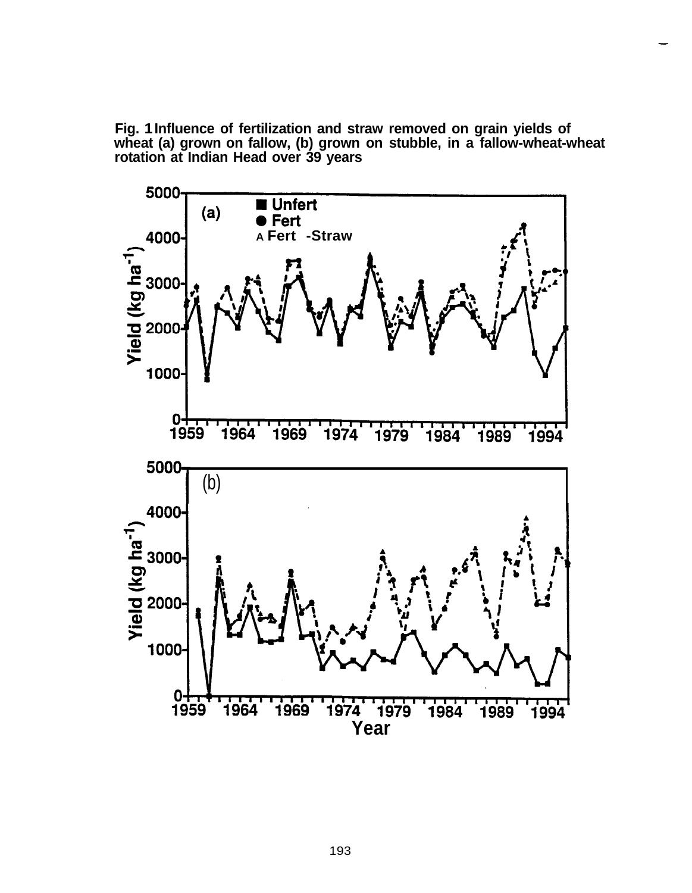Fig. 1 Influence of fertilization and straw removed on grain yields of wheat (a) grown on fallow, (b) grown on stubble, in a fallow-wheat-wheat rotation at Indian Head over 39 years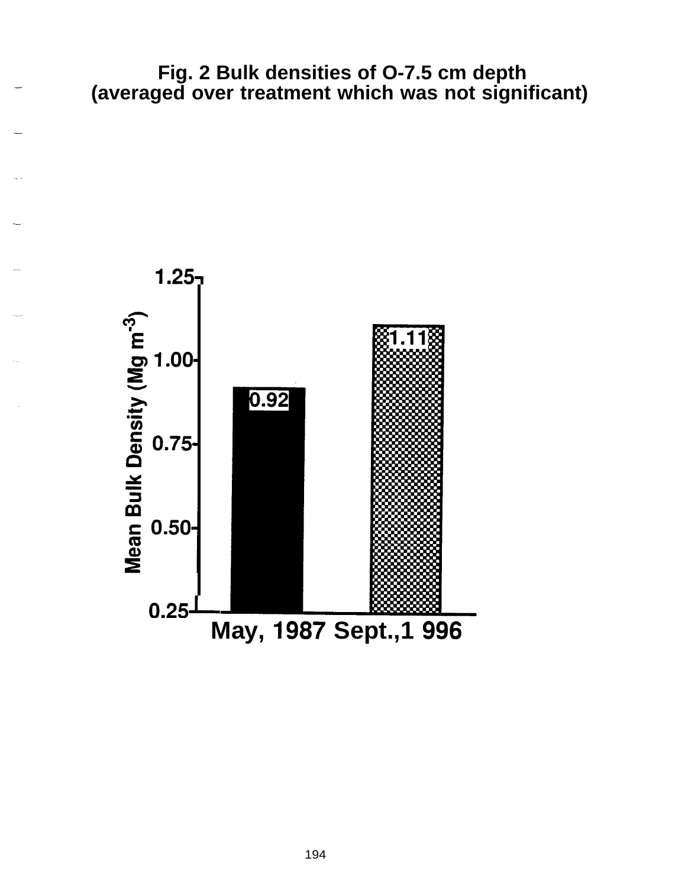**Fig. 2 Bulk densities of O-7.5 cm depth (averaged over treatment which was not significant)**

| | Mean Bulk Density ($Mg\ m^{-3}$) |
|---|---|
| May, 1987 | 0.92 |
| Sept.,1996 | 1.11 |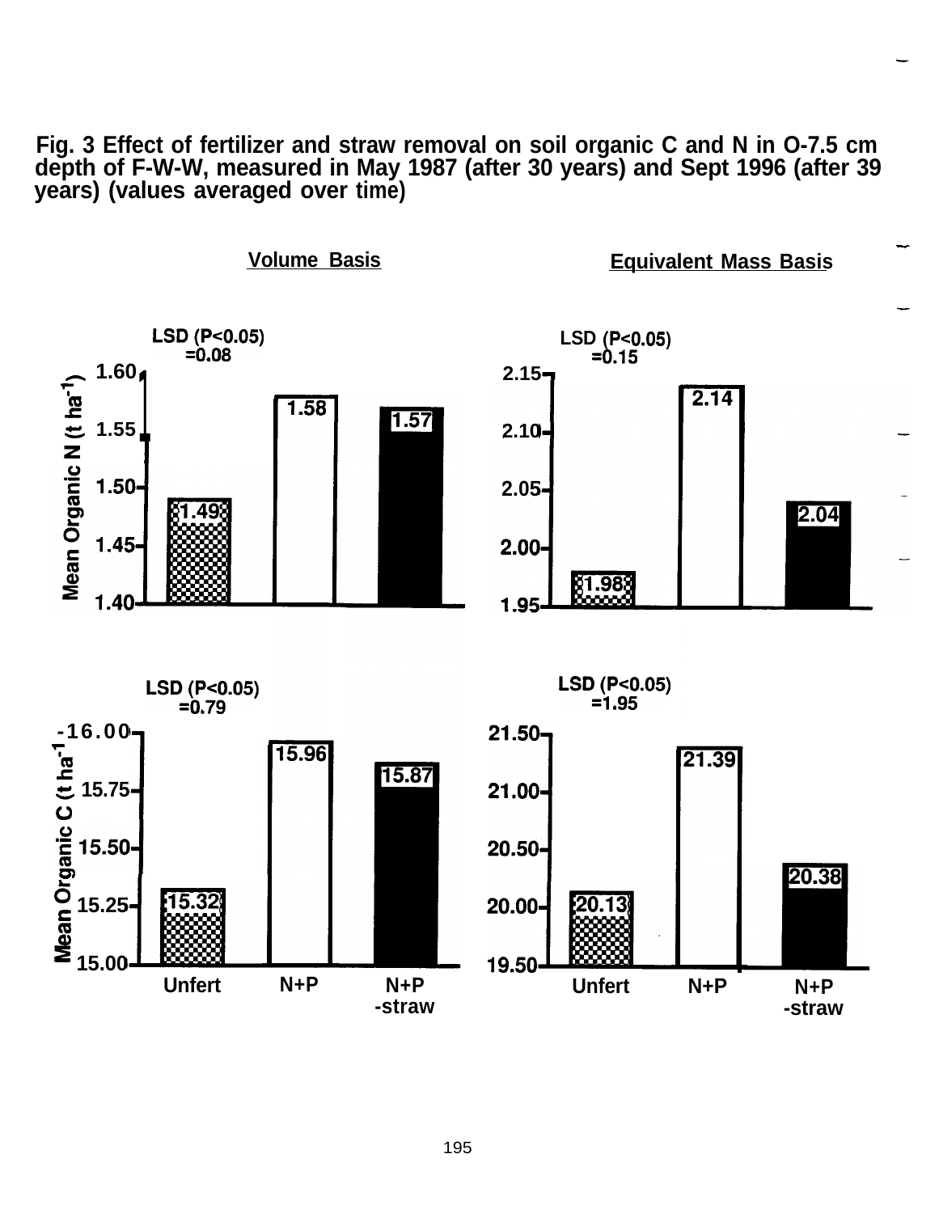**Fig. 3 Effect of fertilizer and straw removal on soil organic C and N in O-7.5 cm depth of F-W-W, measured in May 1987 (after 30 years) and Sept 1996 (after 39 years) (values averaged over time)**

Volume Basis

Equivalent Mass Basis

Mean Organic N ($t\ ha^{-1}$)

| | Unfert | N+P | N+P -straw | LSD ($P<0.05$) |
|---|---|---|---|---|
| Volume Basis | 1.49 | 1.58 | 1.57 | =0.08 |
| Equivalent Mass Basis | 1.98 | 2.14 | 2.04 | =0.15 |

Mean Organic C ($t\ ha^{-1}$)

| | Unfert | N+P | N+P -straw | LSD ($P<0.05$) |
|---|---|---|---|---|
| Volume Basis | 15.32 | 15.96 | 15.87 | =0.79 |
| Equivalent Mass Basis | 20.13 | 21.39 | 20.38 | =1.95 |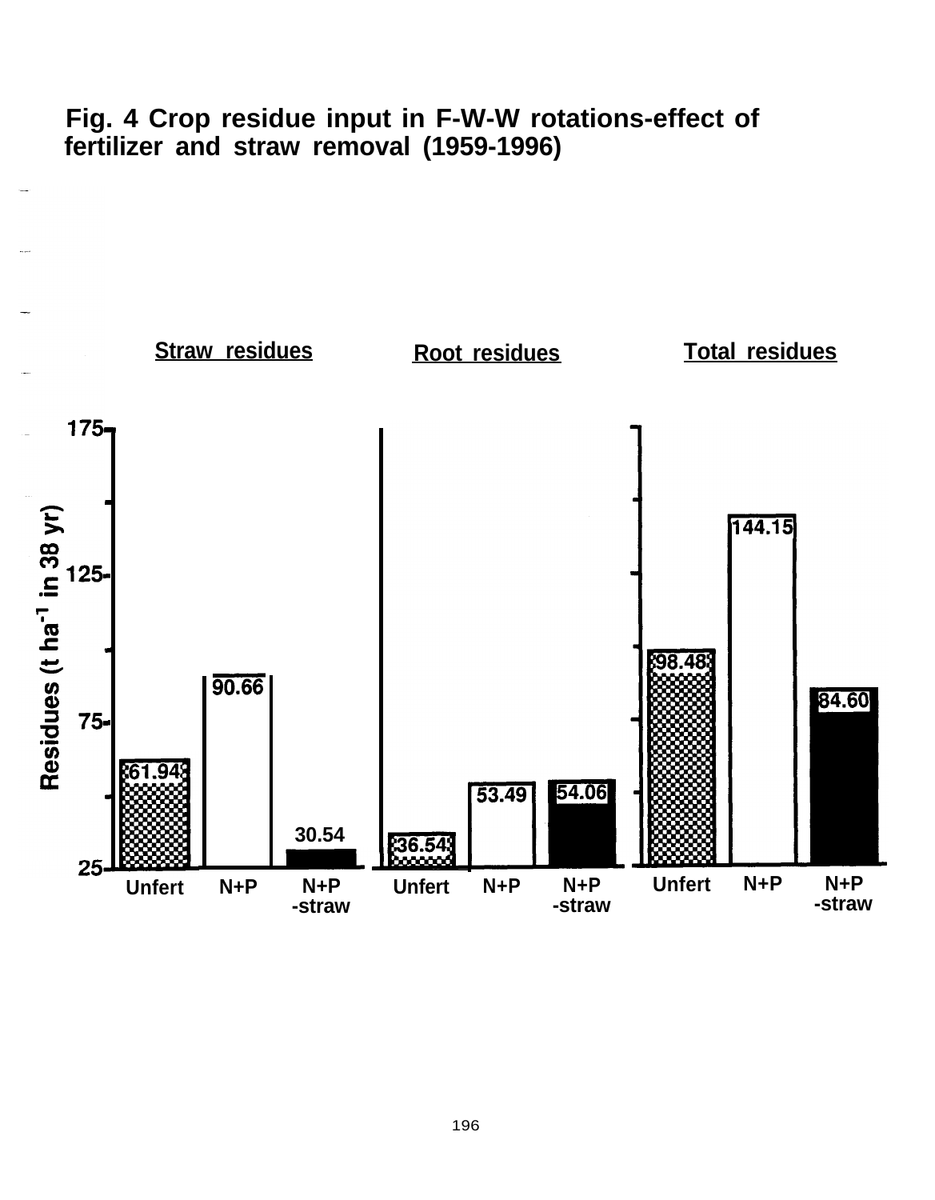Fig. 4 Crop residue input in F-W-W rotations-effect of fertilizer and straw removal (1959-1996)

Straw residues

Root residues

Total residues

Residues (t ha$^{-1}$ in 38 yr)

175

125

75

25

61.94

90.66

30.54

36.54

53.49

54.06

98.48

144.15

84.60

Unfert N+P N+P -straw

Unfert N+P N+P -straw

Unfert N+P N+P -straw